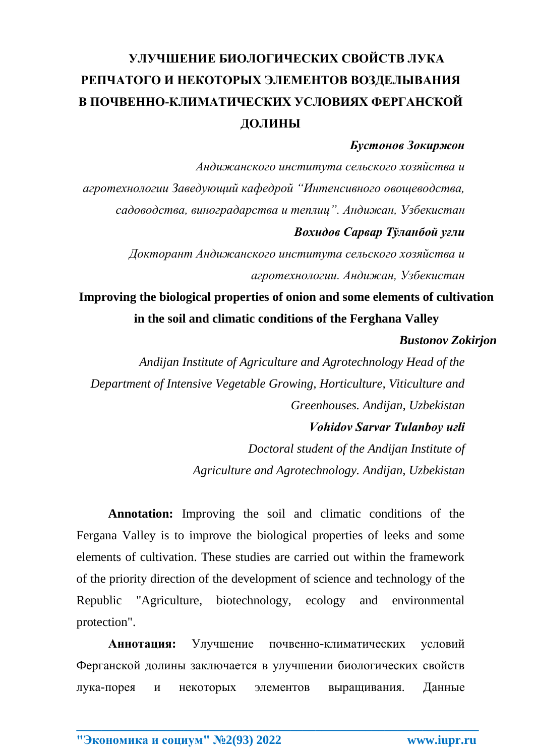# УЛУЧШЕНИЕ БИОЛОГИЧЕСКИХ СВОЙСТВ ЛУКА РЕПЧАТОГО И НЕКОТОРЫХ ЭЛЕМЕНТОВ ВОЗДЕЛЫВАНИЯ В ПОЧВЕННО-КЛИМАТИЧЕСКИХ УСЛОВИЯХ ФЕРГАНСКОЙ ДОЛИНЫ

***Бустонов Зокиржон***

*Андижанского института сельского хозяйства и агротехнологии Заведующий кафедрой "Интенсивного овощеводства, садоводства, виноградарства и теплиц". Андижан, Узбекистан*

***Вохидов Сарвар Тўланбой угли***

*Докторант Андижанского института сельского хозяйства и агротехнологии. Андижан, Узбекистан*

## Improving the biological properties of onion and some elements of cultivation in the soil and climatic conditions of the Ferghana Valley

***Bustonov Zokirjon***

*Andijan Institute of Agriculture and Agrotechnology Head of the Department of Intensive Vegetable Growing, Horticulture, Viticulture and Greenhouses. Andijan, Uzbekistan*

***Vohidov Sarvar Tulanboy uғli***

*Doctoral student of the Andijan Institute of Agriculture and Agrotechnology. Andijan, Uzbekistan*

**Annotation:** Improving the soil and climatic conditions of the Fergana Valley is to improve the biological properties of leeks and some elements of cultivation. These studies are carried out within the framework of the priority direction of the development of science and technology of the Republic "Agriculture, biotechnology, ecology and environmental protection".

**Аннотация:** Улучшение почвенно-климатических условий Ферганской долины заключается в улучшении биологических свойств лука-порея и некоторых элементов выращивания. Данные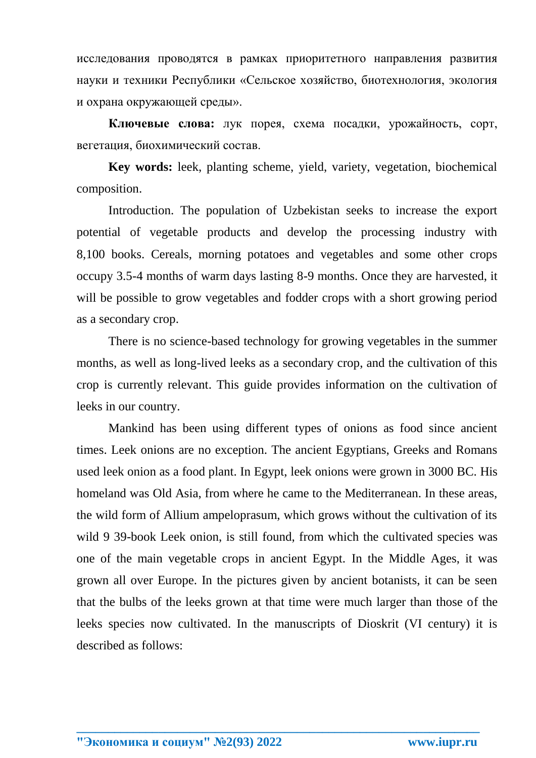исследования проводятся в рамках приоритетного направления развития науки и техники Республики «Сельское хозяйство, биотехнология, экология и охрана окружающей среды».

**Ключевые слова:** лук порея, схема посадки, урожайность, сорт, вегетация, биохимический состав.

**Key words:** leek, planting scheme, yield, variety, vegetation, biochemical composition.

Introduction. The population of Uzbekistan seeks to increase the export potential of vegetable products and develop the processing industry with 8,100 books. Cereals, morning potatoes and vegetables and some other crops occupy 3.5-4 months of warm days lasting 8-9 months. Once they are harvested, it will be possible to grow vegetables and fodder crops with a short growing period as a secondary crop.

There is no science-based technology for growing vegetables in the summer months, as well as long-lived leeks as a secondary crop, and the cultivation of this crop is currently relevant. This guide provides information on the cultivation of leeks in our country.

Mankind has been using different types of onions as food since ancient times. Leek onions are no exception. The ancient Egyptians, Greeks and Romans used leek onion as a food plant. In Egypt, leek onions were grown in 3000 BC. His homeland was Old Asia, from where he came to the Mediterranean. In these areas, the wild form of Allium ampeloprasum, which grows without the cultivation of its wild 9 39-book Leek onion, is still found, from which the cultivated species was one of the main vegetable crops in ancient Egypt. In the Middle Ages, it was grown all over Europe. In the pictures given by ancient botanists, it can be seen that the bulbs of the leeks grown at that time were much larger than those of the leeks species now cultivated. In the manuscripts of Dioskrit (VI century) it is described as follows: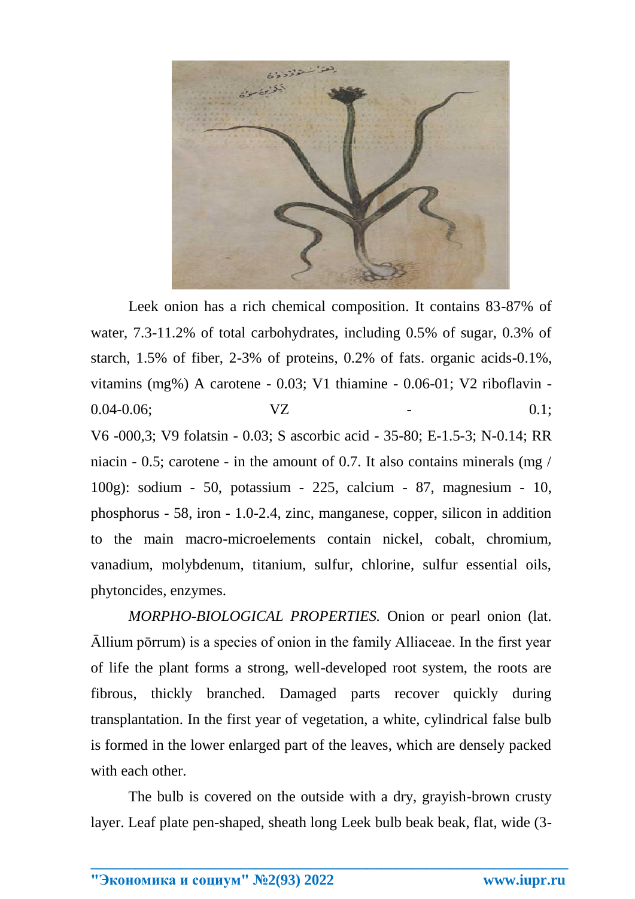Leek onion has a rich chemical composition. It contains 83-87% of water, 7.3-11.2% of total carbohydrates, including 0.5% of sugar, 0.3% of starch, 1.5% of fiber, 2-3% of proteins, 0.2% of fats. organic acids-0.1%, vitamins (mg%) A carotene - 0.03; V1 thiamine - 0.06-01; V2 riboflavin - 0.04-0.06; VZ - 0.1; V6 -000,3; V9 folatsin - 0.03; S ascorbic acid - 35-80; E-1.5-3; N-0.14; RR niacin - 0.5; carotene - in the amount of 0.7. It also contains minerals (mg / 100g): sodium - 50, potassium - 225, calcium - 87, magnesium - 10, phosphorus - 58, iron - 1.0-2.4, zinc, manganese, copper, silicon in addition to the main macro-microelements contain nickel, cobalt, chromium, vanadium, molybdenum, titanium, sulfur, chlorine, sulfur essential oils, phytoncides, enzymes.

*MORPHO-BIOLOGICAL PROPERTIES.* Onion or pearl onion (lat. Āllium pōrrum) is a species of onion in the family Alliaceae. In the first year of life the plant forms a strong, well-developed root system, the roots are fibrous, thickly branched. Damaged parts recover quickly during transplantation. In the first year of vegetation, a white, cylindrical false bulb is formed in the lower enlarged part of the leaves, which are densely packed with each other.

The bulb is covered on the outside with a dry, grayish-brown crusty layer. Leaf plate pen-shaped, sheath long Leek bulb beak beak, flat, wide (3-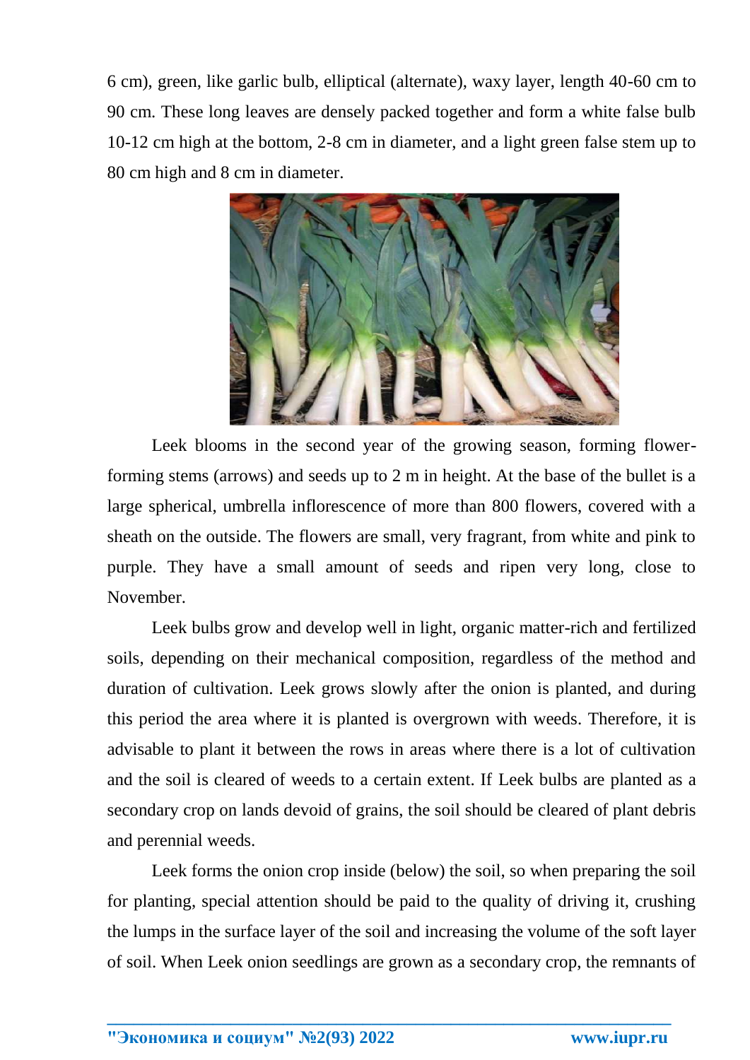6 cm), green, like garlic bulb, elliptical (alternate), waxy layer, length 40-60 cm to 90 cm. These long leaves are densely packed together and form a white false bulb 10-12 cm high at the bottom, 2-8 cm in diameter, and a light green false stem up to 80 cm high and 8 cm in diameter.

Leek blooms in the second year of the growing season, forming flower-forming stems (arrows) and seeds up to 2 m in height. At the base of the bullet is a large spherical, umbrella inflorescence of more than 800 flowers, covered with a sheath on the outside. The flowers are small, very fragrant, from white and pink to purple. They have a small amount of seeds and ripen very long, close to November.

Leek bulbs grow and develop well in light, organic matter-rich and fertilized soils, depending on their mechanical composition, regardless of the method and duration of cultivation. Leek grows slowly after the onion is planted, and during this period the area where it is planted is overgrown with weeds. Therefore, it is advisable to plant it between the rows in areas where there is a lot of cultivation and the soil is cleared of weeds to a certain extent. If Leek bulbs are planted as a secondary crop on lands devoid of grains, the soil should be cleared of plant debris and perennial weeds.

Leek forms the onion crop inside (below) the soil, so when preparing the soil for planting, special attention should be paid to the quality of driving it, crushing the lumps in the surface layer of the soil and increasing the volume of the soft layer of soil. When Leek onion seedlings are grown as a secondary crop, the remnants of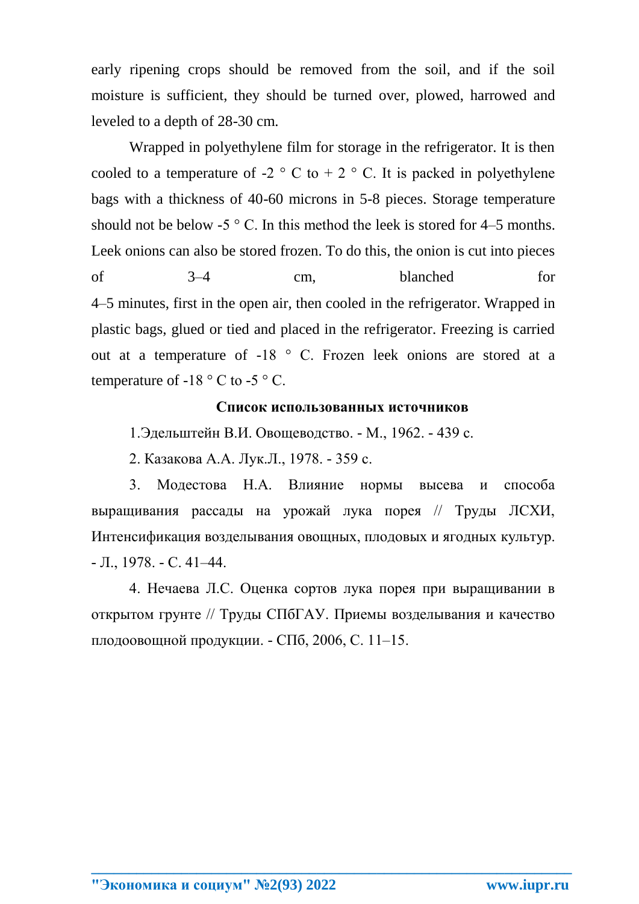early ripening crops should be removed from the soil, and if the soil moisture is sufficient, they should be turned over, plowed, harrowed and leveled to a depth of 28-30 cm.

Wrapped in polyethylene film for storage in the refrigerator. It is then cooled to a temperature of -2 ° C to + 2 ° C. It is packed in polyethylene bags with a thickness of 40-60 microns in 5-8 pieces. Storage temperature should not be below -5 ° C. In this method the leek is stored for 4–5 months. Leek onions can also be stored frozen. To do this, the onion is cut into pieces of 3–4 cm, blanched for 4–5 minutes, first in the open air, then cooled in the refrigerator. Wrapped in plastic bags, glued or tied and placed in the refrigerator. Freezing is carried out at a temperature of -18 ° C. Frozen leek onions are stored at a temperature of -18 ° C to -5 ° C.

**Список использованных источников**

1.Эдельштейн В.И. Овощеводство. - М., 1962. - 439 с.

2. Казакова А.А. Лук.Л., 1978. - 359 с.

3. Модестова Н.А. Влияние нормы высева и способа выращивания рассады на урожай лука порея // Труды ЛСХИ, Интенсификация возделывания овощных, плодовых и ягодных культур. - Л., 1978. - С. 41–44.

4. Нечаева Л.С. Оценка сортов лука порея при выращивании в открытом грунте // Труды СПбГАУ. Приемы возделывания и качество плодоовощной продукции. - СПб, 2006, С. 11–15.